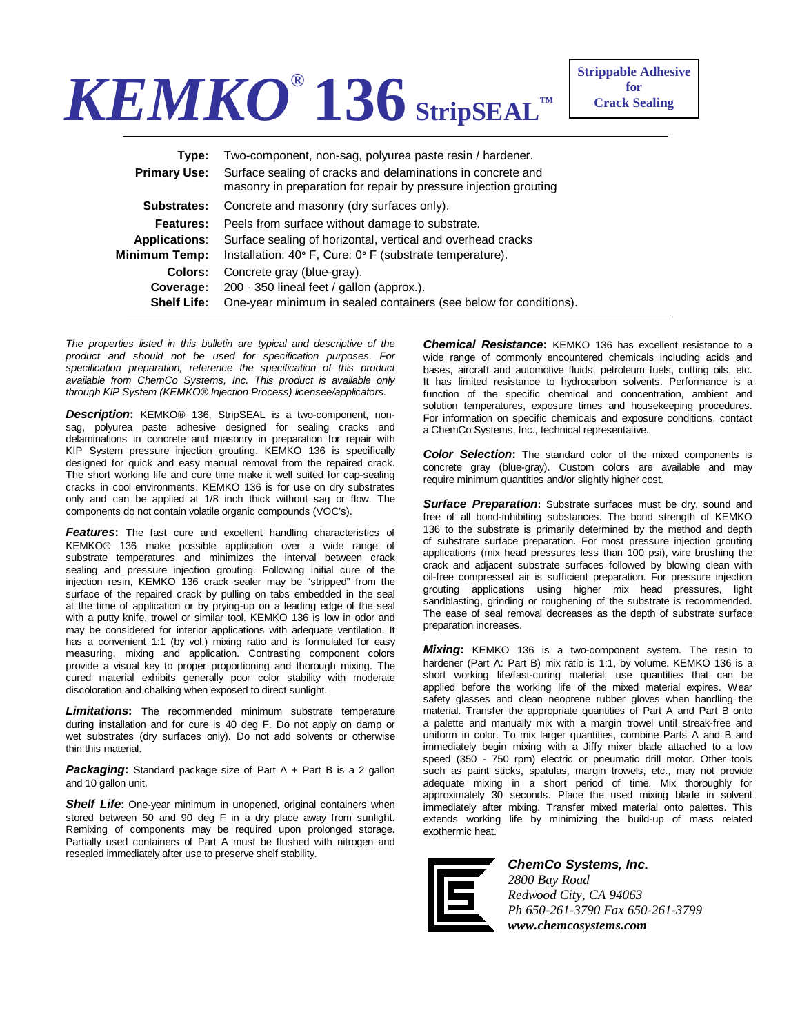# KEMKO® 136 StripSEAL™

**Strippable Adhesive for Crack Sealing**

| | |
|---|---|
| **Type:** | Two-component, non-sag, polyurea paste resin / hardener. |
| **Primary Use:** | Surface sealing of cracks and delaminations in concrete and masonry in preparation for repair by pressure injection grouting |
| **Substrates:** | Concrete and masonry (dry surfaces only). |
| **Features:** | Peels from surface without damage to substrate. |
| **Applications:** | Surface sealing of horizontal, vertical and overhead cracks |
| **Minimum Temp:** | Installation: 40° F, Cure: 0° F (substrate temperature). |
| **Colors:** | Concrete gray (blue-gray). |
| **Coverage:** | 200 - 350 lineal feet / gallon (approx.). |
| **Shelf Life:** | One-year minimum in sealed containers (see below for conditions). |

*The properties listed in this bulletin are typical and descriptive of the product and should not be used for specification purposes. For specification preparation, reference the specification of this product available from ChemCo Systems, Inc. This product is available only through KIP System (KEMKO® Injection Process) licensee/applicators.*

***Description*:** KEMKO® 136, StripSEAL is a two-component, non-sag, polyurea paste adhesive designed for sealing cracks and delaminations in concrete and masonry in preparation for repair with KIP System pressure injection grouting. KEMKO 136 is specifically designed for quick and easy manual removal from the repaired crack. The short working life and cure time make it well suited for cap-sealing cracks in cool environments. KEMKO 136 is for use on dry substrates only and can be applied at 1/8 inch thick without sag or flow. The components do not contain volatile organic compounds (VOC's).

***Features*:** The fast cure and excellent handling characteristics of KEMKO® 136 make possible application over a wide range of substrate temperatures and minimizes the interval between crack sealing and pressure injection grouting. Following initial cure of the injection resin, KEMKO 136 crack sealer may be "stripped" from the surface of the repaired crack by pulling on tabs embedded in the seal at the time of application or by prying-up on a leading edge of the seal with a putty knife, trowel or similar tool. KEMKO 136 is low in odor and may be considered for interior applications with adequate ventilation. It has a convenient 1:1 (by vol.) mixing ratio and is formulated for easy measuring, mixing and application. Contrasting component colors provide a visual key to proper proportioning and thorough mixing. The cured material exhibits generally poor color stability with moderate discoloration and chalking when exposed to direct sunlight.

***Limitations*:** The recommended minimum substrate temperature during installation and for cure is 40 deg F. Do not apply on damp or wet substrates (dry surfaces only). Do not add solvents or otherwise thin this material.

***Packaging*:** Standard package size of Part A + Part B is a 2 gallon and 10 gallon unit.

***Shelf Life*:** One-year minimum in unopened, original containers when stored between 50 and 90 deg F in a dry place away from sunlight. Remixing of components may be required upon prolonged storage. Partially used containers of Part A must be flushed with nitrogen and resealed immediately after use to preserve shelf stability.

***Chemical Resistance*:** KEMKO 136 has excellent resistance to a wide range of commonly encountered chemicals including acids and bases, aircraft and automotive fluids, petroleum fuels, cutting oils, etc. It has limited resistance to hydrocarbon solvents. Performance is a function of the specific chemical and concentration, ambient and solution temperatures, exposure times and housekeeping procedures. For information on specific chemicals and exposure conditions, contact a ChemCo Systems, Inc., technical representative.

***Color Selection*:** The standard color of the mixed components is concrete gray (blue-gray). Custom colors are available and may require minimum quantities and/or slightly higher cost.

***Surface Preparation*:** Substrate surfaces must be dry, sound and free of all bond-inhibiting substances. The bond strength of KEMKO 136 to the substrate is primarily determined by the method and depth of substrate surface preparation. For most pressure injection grouting applications (mix head pressures less than 100 psi), wire brushing the crack and adjacent substrate surfaces followed by blowing clean with oil-free compressed air is sufficient preparation. For pressure injection grouting applications using higher mix head pressures, light sandblasting, grinding or roughening of the substrate is recommended. The ease of seal removal decreases as the depth of substrate surface preparation increases.

***Mixing*:** KEMKO 136 is a two-component system. The resin to hardener (Part A: Part B) mix ratio is 1:1, by volume. KEMKO 136 is a short working life/fast-curing material; use quantities that can be applied before the working life of the mixed material expires. Wear safety glasses and clean neoprene rubber gloves when handling the material. Transfer the appropriate quantities of Part A and Part B onto a palette and manually mix with a margin trowel until streak-free and uniform in color. To mix larger quantities, combine Parts A and B and immediately begin mixing with a Jiffy mixer blade attached to a low speed (350 - 750 rpm) electric or pneumatic drill motor. Other tools such as paint sticks, spatulas, margin trowels, etc., may not provide adequate mixing in a short period of time. Mix thoroughly for approximately 30 seconds. Place the used mixing blade in solvent immediately after mixing. Transfer mixed material onto palettes. This extends working life by minimizing the build-up of mass related exothermic heat.

***ChemCo Systems, Inc.***
*2800 Bay Road*
*Redwood City, CA 94063*
*Ph 650-261-3790 Fax 650-261-3799*
***www.chemcosystems.com***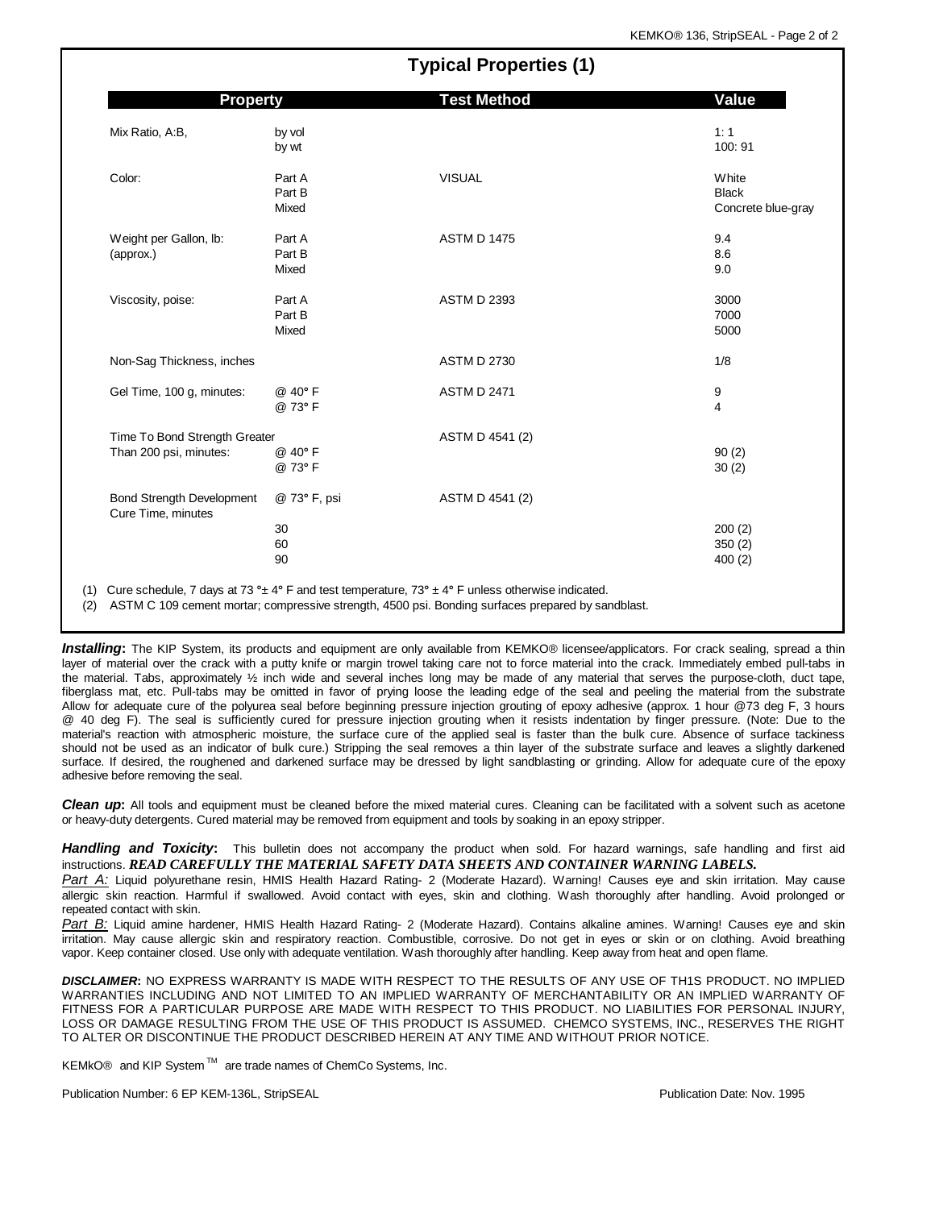## Typical Properties (1)

| Property | | Test Method | Value |
|---|---|---|---|
| Mix Ratio, A:B, | by vol | | 1: 1 |
| | by wt | | 100: 91 |
| Color: | Part A | VISUAL | White |
| | Part B | | Black |
| | Mixed | | Concrete blue-gray |
| Weight per Gallon, lb: (approx.) | Part A | ASTM D 1475 | 9.4 |
| | Part B | | 8.6 |
| | Mixed | | 9.0 |
| Viscosity, poise: | Part A | ASTM D 2393 | 3000 |
| | Part B | | 7000 |
| | Mixed | | 5000 |
| Non-Sag Thickness, inches | | ASTM D 2730 | 1/8 |
| Gel Time, 100 g, minutes: | @ 40° F | ASTM D 2471 | 9 |
| | @ 73° F | | 4 |
| Time To Bond Strength Greater Than 200 psi, minutes: | | ASTM D 4541 (2) | |
| | @ 40° F | | 90 (2) |
| | @ 73° F | | 30 (2) |
| Bond Strength Development Cure Time, minutes | @ 73° F, psi | ASTM D 4541 (2) | |
| | 30 | | 200 (2) |
| | 60 | | 350 (2) |
| | 90 | | 400 (2) |

(1) Cure schedule, 7 days at 73 °± 4° F and test temperature, 73° ± 4° F unless otherwise indicated.
(2) ASTM C 109 cement mortar; compressive strength, 4500 psi. Bonding surfaces prepared by sandblast.

***Installing*:** The KIP System, its products and equipment are only available from KEMKO® licensee/applicators. For crack sealing, spread a thin layer of material over the crack with a putty knife or margin trowel taking care not to force material into the crack. Immediately embed pull-tabs in the material. Tabs, approximately ½ inch wide and several inches long may be made of any material that serves the purpose-cloth, duct tape, fiberglass mat, etc. Pull-tabs may be omitted in favor of prying loose the leading edge of the seal and peeling the material from the substrate Allow for adequate cure of the polyurea seal before beginning pressure injection grouting of epoxy adhesive (approx. 1 hour @73 deg F, 3 hours @ 40 deg F). The seal is sufficiently cured for pressure injection grouting when it resists indentation by finger pressure. (Note: Due to the material's reaction with atmospheric moisture, the surface cure of the applied seal is faster than the bulk cure. Absence of surface tackiness should not be used as an indicator of bulk cure.) Stripping the seal removes a thin layer of the substrate surface and leaves a slightly darkened surface. If desired, the roughened and darkened surface may be dressed by light sandblasting or grinding. Allow for adequate cure of the epoxy adhesive before removing the seal.

***Clean up*:** All tools and equipment must be cleaned before the mixed material cures. Cleaning can be facilitated with a solvent such as acetone or heavy-duty detergents. Cured material may be removed from equipment and tools by soaking in an epoxy stripper.

***Handling and Toxicity*:** This bulletin does not accompany the product when sold. For hazard warnings, safe handling and first aid instructions. ***READ CAREFULLY THE MATERIAL SAFETY DATA SHEETS AND CONTAINER WARNING LABELS.***

*Part A:* Liquid polyurethane resin, HMIS Health Hazard Rating- 2 (Moderate Hazard). Warning! Causes eye and skin irritation. May cause allergic skin reaction. Harmful if swallowed. Avoid contact with eyes, skin and clothing. Wash thoroughly after handling. Avoid prolonged or repeated contact with skin.

*Part B:* Liquid amine hardener, HMIS Health Hazard Rating- 2 (Moderate Hazard). Contains alkaline amines. Warning! Causes eye and skin irritation. May cause allergic skin and respiratory reaction. Combustible, corrosive. Do not get in eyes or skin or on clothing. Avoid breathing vapor. Keep container closed. Use only with adequate ventilation. Wash thoroughly after handling. Keep away from heat and open flame.

***DISCLAIMER*:** NO EXPRESS WARRANTY IS MADE WITH RESPECT TO THE RESULTS OF ANY USE OF TH1S PRODUCT. NO IMPLIED WARRANTIES INCLUDING AND NOT LIMITED TO AN IMPLIED WARRANTY OF MERCHANTABILITY OR AN IMPLIED WARRANTY OF FITNESS FOR A PARTICULAR PURPOSE ARE MADE WITH RESPECT TO THIS PRODUCT. NO LIABILITIES FOR PERSONAL INJURY, LOSS OR DAMAGE RESULTING FROM THE USE OF THIS PRODUCT IS ASSUMED. CHEMCO SYSTEMS, INC., RESERVES THE RIGHT TO ALTER OR DISCONTINUE THE PRODUCT DESCRIBED HEREIN AT ANY TIME AND WITHOUT PRIOR NOTICE.

KEMkO® and KIP System™ are trade names of ChemCo Systems, Inc.

Publication Number: 6 EP KEM-136L, StripSEAL

Publication Date: Nov. 1995